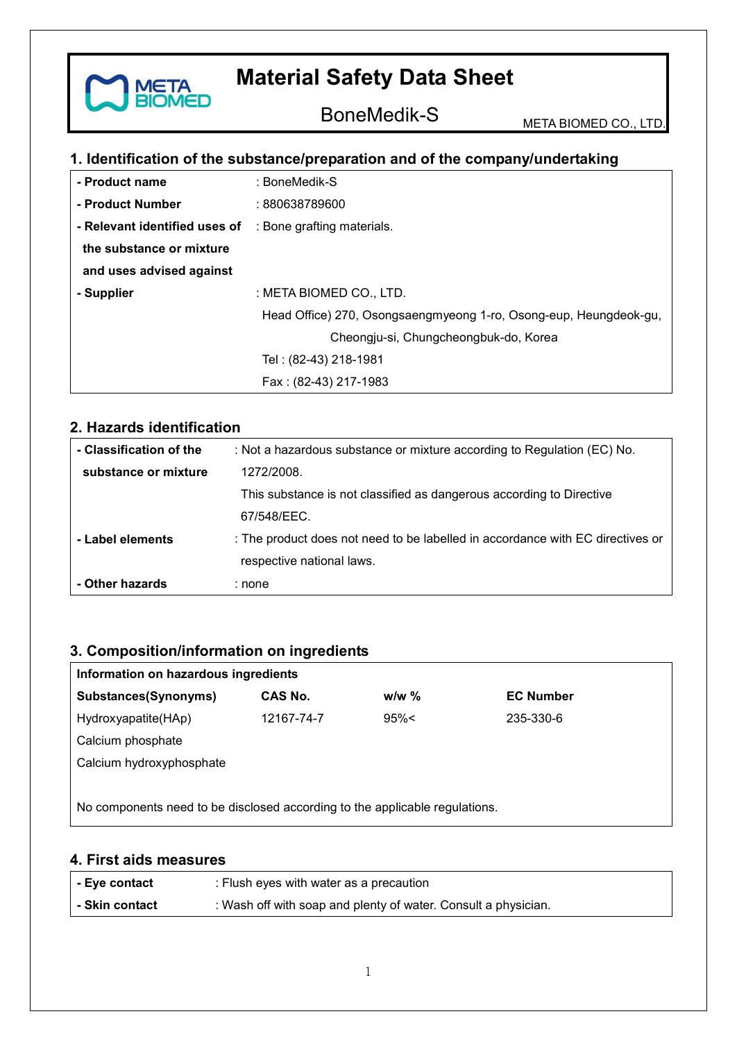# Material Safety Data Sheet

BoneMedik-S

META BIOMED CO., LTD.

## 1. Identification of the substance/preparation and of the company/undertaking

| | |
|---|---|
| **- Product name** | : BoneMedik-S |
| **- Product Number** | : 880638789600 |
| **- Relevant identified uses of the substance or mixture and uses advised against** | : Bone grafting materials. |
| **- Supplier** | : META BIOMED CO., LTD.<br>Head Office) 270, Osongsaengmyeong 1-ro, Osong-eup, Heungdeok-gu, Cheongju-si, Chungcheongbuk-do, Korea<br>Tel : (82-43) 218-1981<br>Fax : (82-43) 217-1983 |

## 2. Hazards identification

| | |
|---|---|
| **- Classification of the substance or mixture** | : Not a hazardous substance or mixture according to Regulation (EC) No. 1272/2008.<br>This substance is not classified as dangerous according to Directive 67/548/EEC. |
| **- Label elements** | : The product does not need to be labelled in accordance with EC directives or respective national laws. |
| **- Other hazards** | : none |

## 3. Composition/information on ingredients

**Information on hazardous ingredients**

| **Substances(Synonyms)** | **CAS No.** | **w/w %** | **EC Number** |
|---|---|---|---|
| Hydroxyapatite(HAp)<br>Calcium phosphate<br>Calcium hydroxyphosphate | 12167-74-7 | 95%< | 235-330-6 |

No components need to be disclosed according to the applicable regulations.

## 4. First aids measures

| | |
|---|---|
| **- Eye contact** | : Flush eyes with water as a precaution |
| **- Skin contact** | : Wash off with soap and plenty of water. Consult a physician. |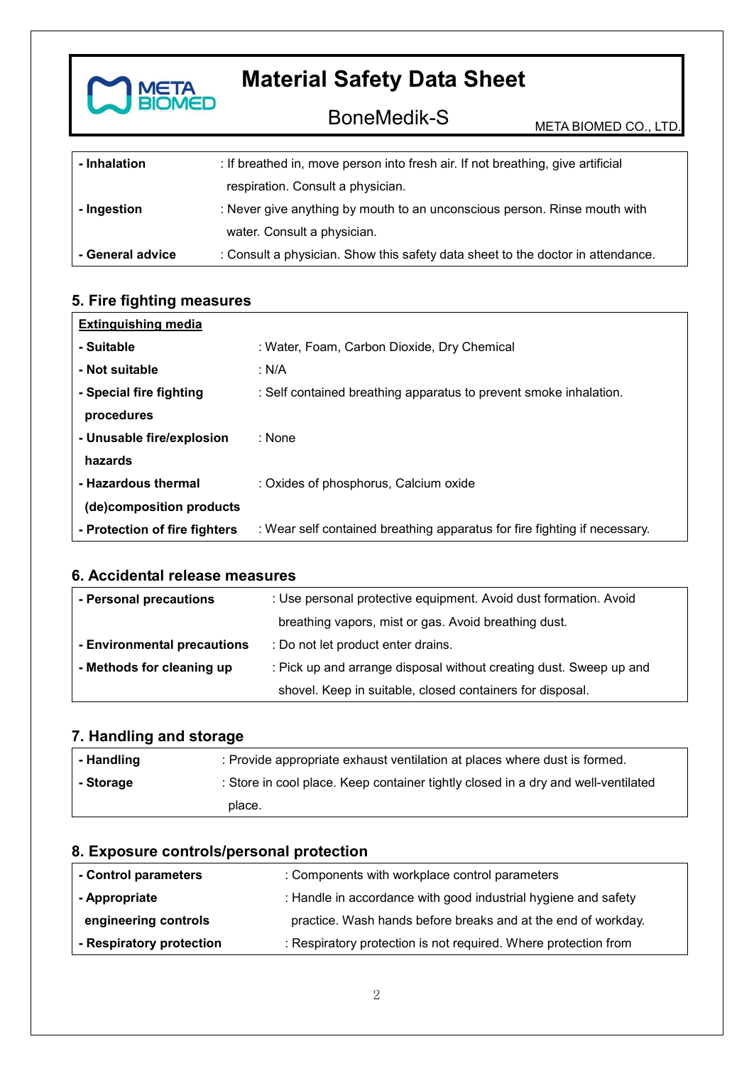| | |
|---|---|
| **- Inhalation** | : If breathed in, move person into fresh air. If not breathing, give artificial respiration. Consult a physician. |
| **- Ingestion** | : Never give anything by mouth to an unconscious person. Rinse mouth with water. Consult a physician. |
| **- General advice** | : Consult a physician. Show this safety data sheet to the doctor in attendance. |

## 5. Fire fighting measures

| | |
|---|---|
| **Extinguishing media** | |
| **- Suitable** | : Water, Foam, Carbon Dioxide, Dry Chemical |
| **- Not suitable** | : N/A |
| **- Special fire fighting procedures** | : Self contained breathing apparatus to prevent smoke inhalation. |
| **- Unusable fire/explosion hazards** | : None |
| **- Hazardous thermal (de)composition products** | : Oxides of phosphorus, Calcium oxide |
| **- Protection of fire fighters** | : Wear self contained breathing apparatus for fire fighting if necessary. |

## 6. Accidental release measures

| | |
|---|---|
| **- Personal precautions** | : Use personal protective equipment. Avoid dust formation. Avoid breathing vapors, mist or gas. Avoid breathing dust. |
| **- Environmental precautions** | : Do not let product enter drains. |
| **- Methods for cleaning up** | : Pick up and arrange disposal without creating dust. Sweep up and shovel. Keep in suitable, closed containers for disposal. |

## 7. Handling and storage

| | |
|---|---|
| **- Handling** | : Provide appropriate exhaust ventilation at places where dust is formed. |
| **- Storage** | : Store in cool place. Keep container tightly closed in a dry and well-ventilated place. |

## 8. Exposure controls/personal protection

| | |
|---|---|
| **- Control parameters** | : Components with workplace control parameters |
| **- Appropriate engineering controls** | : Handle in accordance with good industrial hygiene and safety practice. Wash hands before breaks and at the end of workday. |
| **- Respiratory protection** | : Respiratory protection is not required. Where protection from |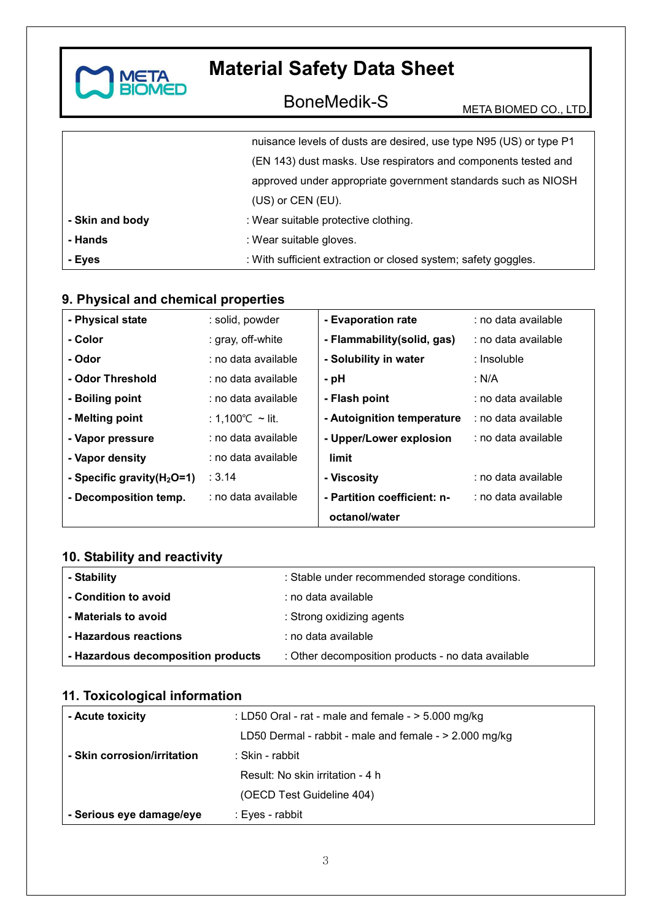| | |
|---|---|
| | nuisance levels of dusts are desired, use type N95 (US) or type P1 (EN 143) dust masks. Use respirators and components tested and approved under appropriate government standards such as NIOSH (US) or CEN (EU). |
| **- Skin and body** | : Wear suitable protective clothing. |
| **- Hands** | : Wear suitable gloves. |
| **- Eyes** | : With sufficient extraction or closed system; safety goggles. |

## 9. Physical and chemical properties

| | | | |
|---|---|---|---|
| **- Physical state** | : solid, powder | **- Evaporation rate** | : no data available |
| **- Color** | : gray, off-white | **- Flammability(solid, gas)** | : no data available |
| **- Odor** | : no data available | **- Solubility in water** | : Insoluble |
| **- Odor Threshold** | : no data available | **- pH** | : N/A |
| **- Boiling point** | : no data available | **- Flash point** | : no data available |
| **- Melting point** | : 1,100℃ ~ lit. | **- Autoignition temperature** | : no data available |
| **- Vapor pressure** | : no data available | **- Upper/Lower explosion limit** | : no data available |
| **- Vapor density** | : no data available | | |
| **- Specific gravity($H_2O$=1)** | : 3.14 | **- Viscosity** | : no data available |
| **- Decomposition temp.** | : no data available | **- Partition coefficient: n-octanol/water** | : no data available |

## 10. Stability and reactivity

| | |
|---|---|
| **- Stability** | : Stable under recommended storage conditions. |
| **- Condition to avoid** | : no data available |
| **- Materials to avoid** | : Strong oxidizing agents |
| **- Hazardous reactions** | : no data available |
| **- Hazardous decomposition products** | : Other decomposition products - no data available |

## 11. Toxicological information

| | |
|---|---|
| **- Acute toxicity** | : LD50 Oral - rat - male and female - > 5.000 mg/kg<br>LD50 Dermal - rabbit - male and female - > 2.000 mg/kg |
| **- Skin corrosion/irritation** | : Skin - rabbit<br>Result: No skin irritation - 4 h<br>(OECD Test Guideline 404) |
| **- Serious eye damage/eye** | : Eyes - rabbit |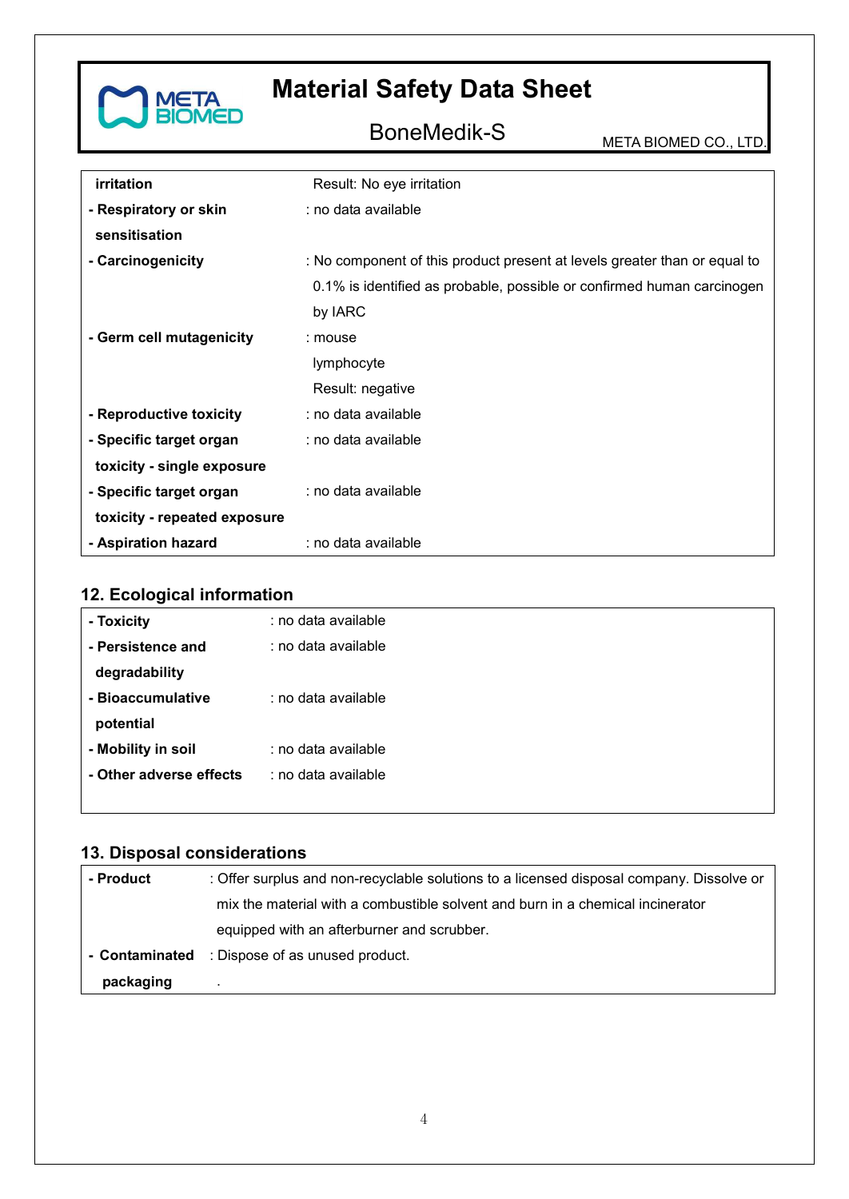| | |
|---|---|
| **irritation** | Result: No eye irritation |
| **- Respiratory or skin sensitisation** | : no data available |
| **- Carcinogenicity** | : No component of this product present at levels greater than or equal to 0.1% is identified as probable, possible or confirmed human carcinogen by IARC |
| **- Germ cell mutagenicity** | : mouse<br>lymphocyte<br>Result: negative |
| **- Reproductive toxicity** | : no data available |
| **- Specific target organ toxicity - single exposure** | : no data available |
| **- Specific target organ toxicity - repeated exposure** | : no data available |
| **- Aspiration hazard** | : no data available |

## 12. Ecological information

| | |
|---|---|
| **- Toxicity** | : no data available |
| **- Persistence and degradability** | : no data available |
| **- Bioaccumulative potential** | : no data available |
| **- Mobility in soil** | : no data available |
| **- Other adverse effects** | : no data available |

## 13. Disposal considerations

| | |
|---|---|
| **- Product** | : Offer surplus and non-recyclable solutions to a licensed disposal company. Dissolve or mix the material with a combustible solvent and burn in a chemical incinerator equipped with an afterburner and scrubber. |
| **- Contaminated packaging** | : Dispose of as unused product. |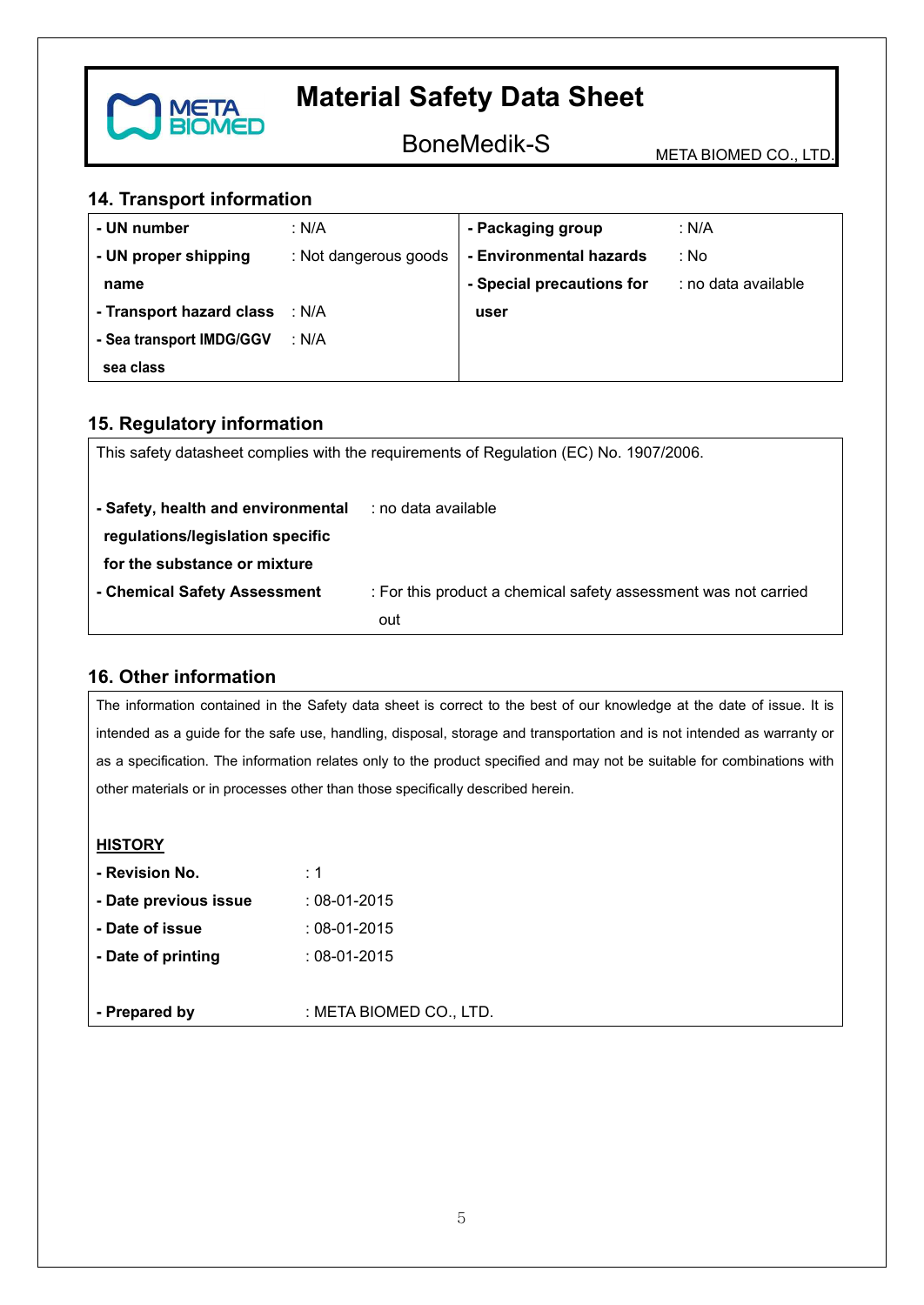## 14. Transport information

| | | | |
|---|---|---|---|
| - UN number | : N/A | - Packaging group | : N/A |
| - UN proper shipping name | : Not dangerous goods | - Environmental hazards | : No |
| - Transport hazard class | : N/A | - Special precautions for user | : no data available |
| - Sea transport IMDG/GGV sea class | : N/A | | |

## 15. Regulatory information

This safety datasheet complies with the requirements of Regulation (EC) No. 1907/2006.

- **Safety, health and environmental regulations/legislation specific for the substance or mixture** : no data available
- **Chemical Safety Assessment** : For this product a chemical safety assessment was not carried out

## 16. Other information

The information contained in the Safety data sheet is correct to the best of our knowledge at the date of issue. It is intended as a guide for the safe use, handling, disposal, storage and transportation and is not intended as warranty or as a specification. The information relates only to the product specified and may not be suitable for combinations with other materials or in processes other than those specifically described herein.

**HISTORY**

- **Revision No.** : 1
- **Date previous issue** : 08-01-2015
- **Date of issue** : 08-01-2015
- **Date of printing** : 08-01-2015

- **Prepared by** : META BIOMED CO., LTD.